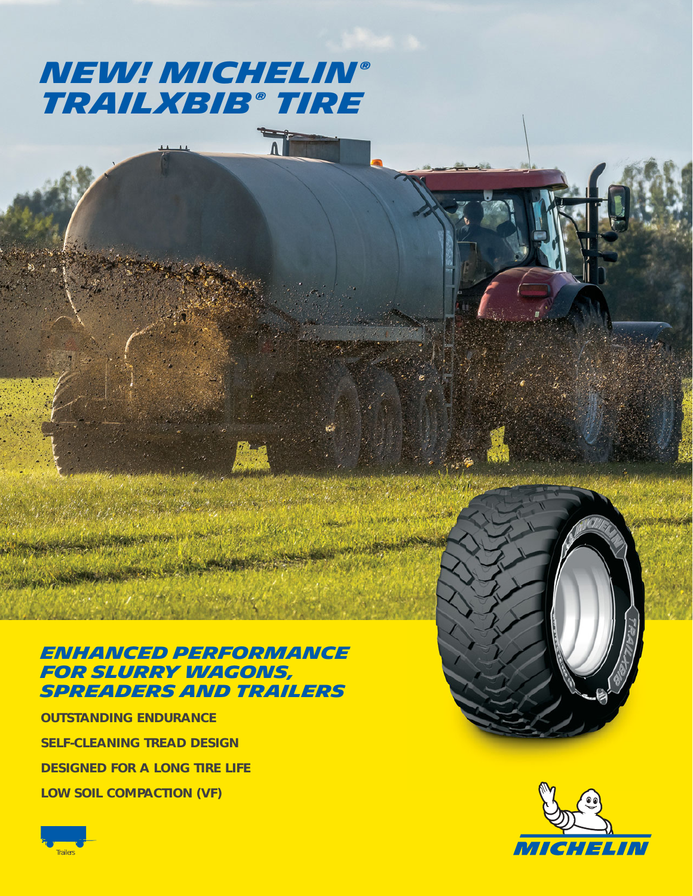# NEW! MICHELIN® TRAILXBIB® TIRE

## ENHANCED PERFORMANCE FOR SLURRY WAGONS, SPREADERS AND TRAILERS

**OUTSTANDING ENDURANCE**

**SELF-CLEANING TREAD DESIGN**

**DESIGNED FOR A LONG TIRE LIFE**

**LOW SOIL COMPACTION (VF)**

Trailers

MICHELIN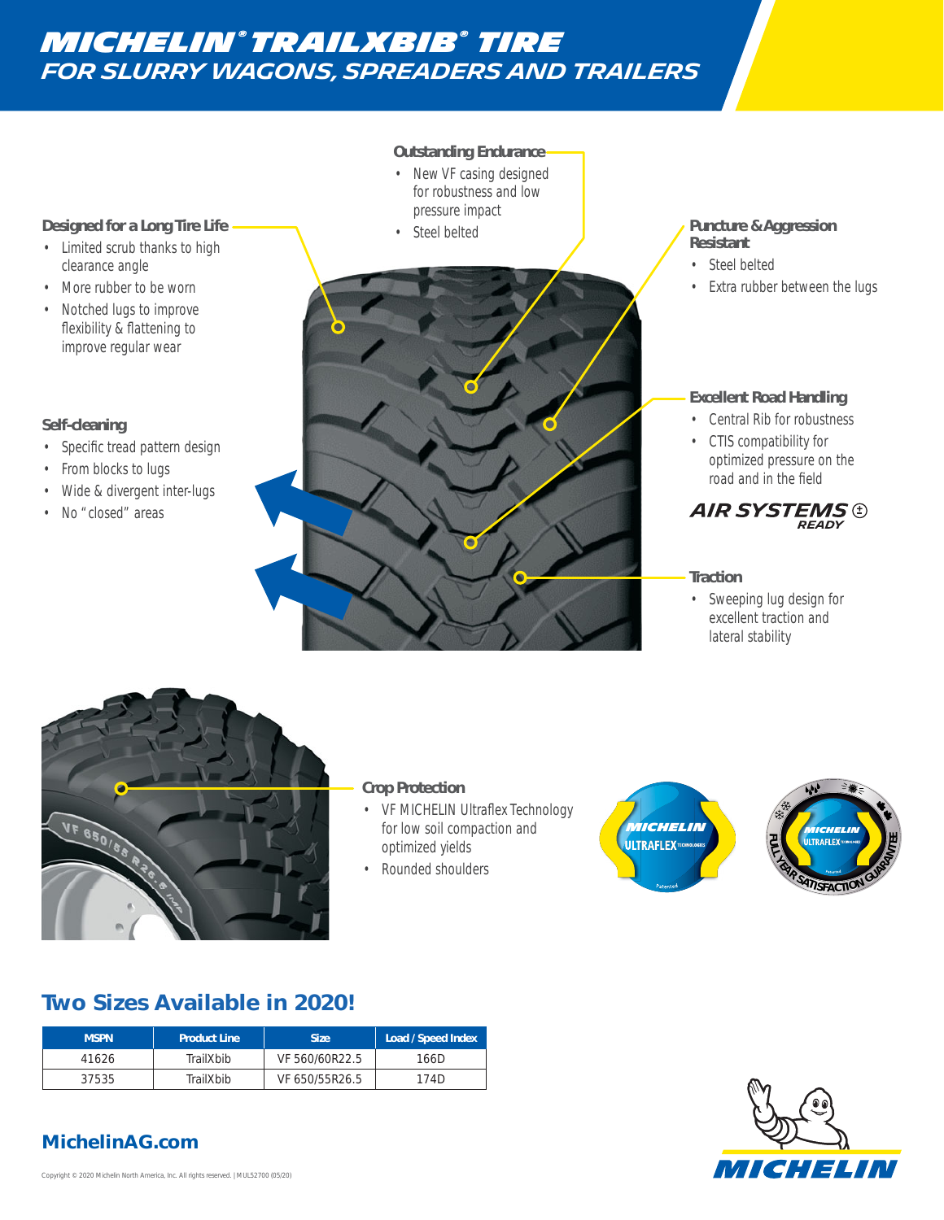# MICHELIN® TRAILXBIB® TIRE

## FOR SLURRY WAGONS, SPREADERS AND TRAILERS

**Designed for a Long Tire Life**
- Limited scrub thanks to high clearance angle
- More rubber to be worn
- Notched lugs to improve flexibility & flattening to improve regular wear

**Outstanding Endurance**
- New VF casing designed for robustness and low pressure impact
- Steel belted

**Puncture & Aggression Resistant**
- Steel belted
- Extra rubber between the lugs

**Self-cleaning**
- Specific tread pattern design
- From blocks to lugs
- Wide & divergent inter-lugs
- No "closed" areas

**Excellent Road Handling**
- Central Rib for robustness
- CTIS compatibility for optimized pressure on the road and in the field

AIR SYSTEMS READY

**Traction**
- Sweeping lug design for excellent traction and lateral stability

**Crop Protection**
- VF MICHELIN Ultraflex Technology for low soil compaction and optimized yields
- Rounded shoulders

## Two Sizes Available in 2020!

| MSPN | Product Line | Size | Load / Speed Index |
|---|---|---|---|
| 41626 | TrailXbib | VF 560/60R22.5 | 166D |
| 37535 | TrailXbib | VF 650/55R26.5 | 174D |

**MichelinAG.com**

Copyright © 2020 Michelin North America, Inc. All rights reserved. | MUL52700 (05/20)